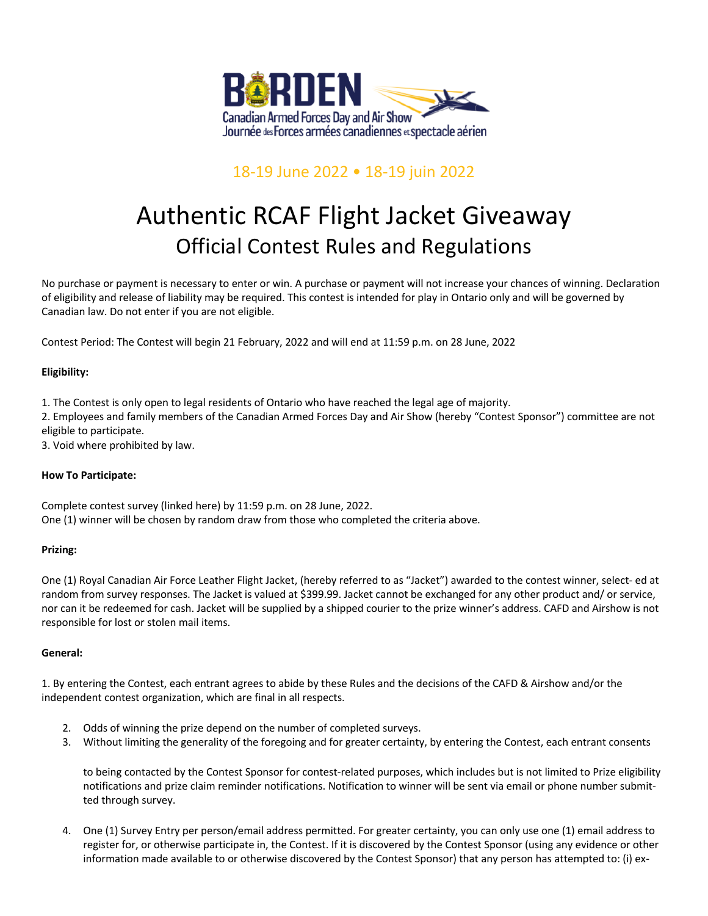BORDEN
Canadian Armed Forces Day and Air Show
Journée des Forces armées canadiennes et spectacle aérien

18-19 June 2022 • 18-19 juin 2022

# Authentic RCAF Flight Jacket Giveaway

## Official Contest Rules and Regulations

No purchase or payment is necessary to enter or win. A purchase or payment will not increase your chances of winning. Declaration of eligibility and release of liability may be required. This contest is intended for play in Ontario only and will be governed by Canadian law. Do not enter if you are not eligible.

Contest Period: The Contest will begin 21 February, 2022 and will end at 11:59 p.m. on 28 June, 2022

**Eligibility:**

1. The Contest is only open to legal residents of Ontario who have reached the legal age of majority.
2. Employees and family members of the Canadian Armed Forces Day and Air Show (hereby "Contest Sponsor") committee are not eligible to participate.
3. Void where prohibited by law.

**How To Participate:**

Complete contest survey (linked here) by 11:59 p.m. on 28 June, 2022.
One (1) winner will be chosen by random draw from those who completed the criteria above.

**Prizing:**

One (1) Royal Canadian Air Force Leather Flight Jacket, (hereby referred to as "Jacket") awarded to the contest winner, select- ed at random from survey responses. The Jacket is valued at $399.99. Jacket cannot be exchanged for any other product and/ or service, nor can it be redeemed for cash. Jacket will be supplied by a shipped courier to the prize winner's address. CAFD and Airshow is not responsible for lost or stolen mail items.

**General:**

1. By entering the Contest, each entrant agrees to abide by these Rules and the decisions of the CAFD & Airshow and/or the independent contest organization, which are final in all respects.
2. Odds of winning the prize depend on the number of completed surveys.
3. Without limiting the generality of the foregoing and for greater certainty, by entering the Contest, each entrant consents

   to being contacted by the Contest Sponsor for contest-related purposes, which includes but is not limited to Prize eligibility notifications and prize claim reminder notifications. Notification to winner will be sent via email or phone number submit- ted through survey.

4. One (1) Survey Entry per person/email address permitted. For greater certainty, you can only use one (1) email address to register for, or otherwise participate in, the Contest. If it is discovered by the Contest Sponsor (using any evidence or other information made available to or otherwise discovered by the Contest Sponsor) that any person has attempted to: (i) ex-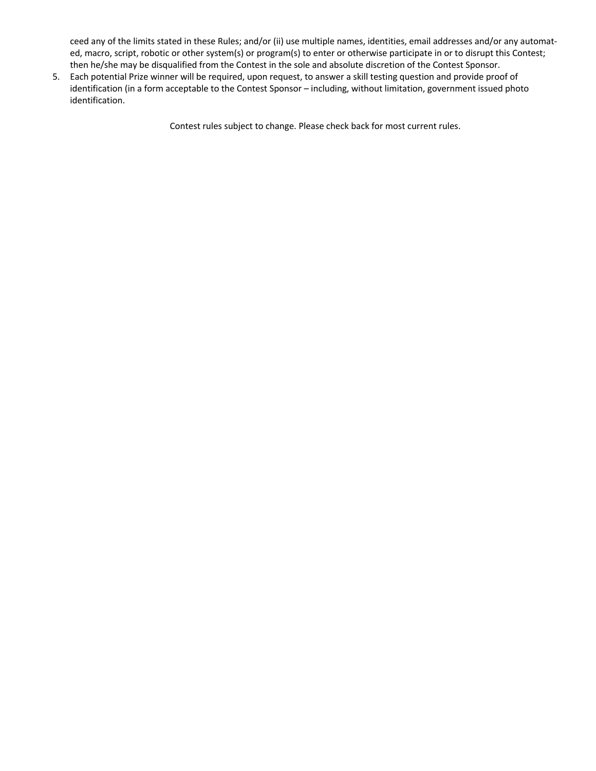ceed any of the limits stated in these Rules; and/or (ii) use multiple names, identities, email addresses and/or any automated, macro, script, robotic or other system(s) or program(s) to enter or otherwise participate in or to disrupt this Contest; then he/she may be disqualified from the Contest in the sole and absolute discretion of the Contest Sponsor.

5. Each potential Prize winner will be required, upon request, to answer a skill testing question and provide proof of identification (in a form acceptable to the Contest Sponsor – including, without limitation, government issued photo identification.

Contest rules subject to change. Please check back for most current rules.